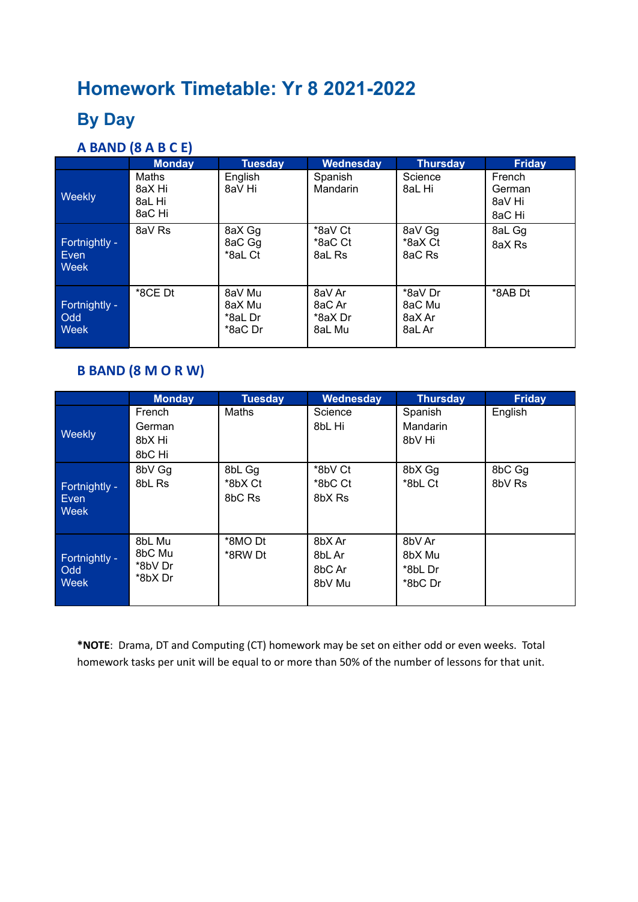# Homework Timetable: Yr 8 2021-2022

## By Day

### A BAND (8 A B C E)

| | Monday | Tuesday | Wednesday | Thursday | Friday |
|---|---|---|---|---|---|
| Weekly | Maths<br>8aX Hi<br>8aL Hi<br>8aC Hi | English<br>8aV Hi | Spanish<br>Mandarin | Science<br>8aL Hi | French<br>German<br>8aV Hi<br>8aC Hi |
| Fortnightly - Even Week | 8aV Rs | 8aX Gg<br>8aC Gg<br>*8aL Ct | *8aV Ct<br>*8aC Ct<br>8aL Rs | 8aV Gg<br>*8aX Ct<br>8aC Rs | 8aL Gg<br>8aX Rs |
| Fortnightly - Odd Week | *8CE Dt | 8aV Mu<br>8aX Mu<br>*8aL Dr<br>*8aC Dr | 8aV Ar<br>8aC Ar<br>*8aX Dr<br>8aL Mu | *8aV Dr<br>8aC Mu<br>8aX Ar<br>8aL Ar | *8AB Dt |

### B BAND (8 M O R W)

| | Monday | Tuesday | Wednesday | Thursday | Friday |
|---|---|---|---|---|---|
| Weekly | French<br>German<br>8bX Hi<br>8bC Hi | Maths | Science<br>8bL Hi | Spanish<br>Mandarin<br>8bV Hi | English |
| Fortnightly - Even Week | 8bV Gg<br>8bL Rs | 8bL Gg<br>*8bX Ct<br>8bC Rs | *8bV Ct<br>*8bC Ct<br>8bX Rs | 8bX Gg<br>*8bL Ct | 8bC Gg<br>8bV Rs |
| Fortnightly - Odd Week | 8bL Mu<br>8bC Mu<br>*8bV Dr<br>*8bX Dr | *8MO Dt<br>*8RW Dt | 8bX Ar<br>8bL Ar<br>8bC Ar<br>8bV Mu | 8bV Ar<br>8bX Mu<br>*8bL Dr<br>*8bC Dr | |

***NOTE**: Drama, DT and Computing (CT) homework may be set on either odd or even weeks. Total homework tasks per unit will be equal to or more than 50% of the number of lessons for that unit.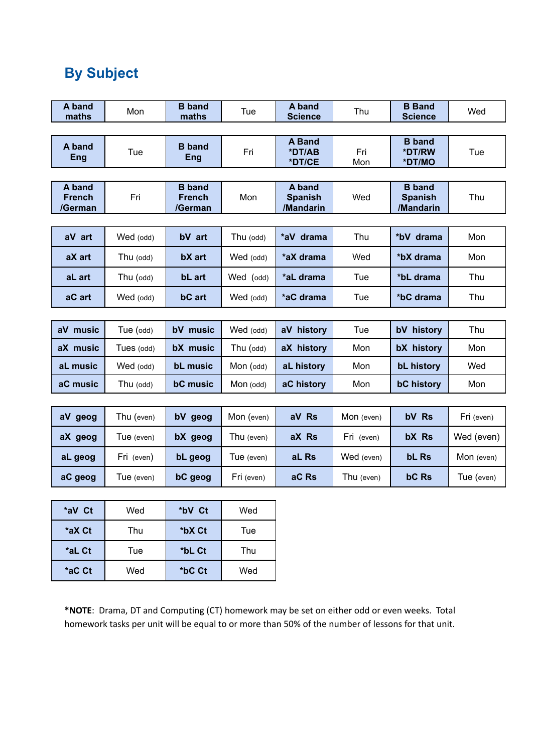## By Subject

| | | | | | | | |
|---|---|---|---|---|---|---|---|
| **A band maths** | Mon | **B band maths** | Tue | **A band Science** | Thu | **B Band Science** | Wed |

| | | | | | | | |
|---|---|---|---|---|---|---|---|
| **A band Eng** | Tue | **B band Eng** | Fri | **A Band *DT/AB *DT/CE** | Fri Mon | **B band *DT/RW *DT/MO** | Tue |

| | | | | | | | |
|---|---|---|---|---|---|---|---|
| **A band French /German** | Fri | **B band French /German** | Mon | **A band Spanish /Mandarin** | Wed | **B band Spanish /Mandarin** | Thu |

| | | | | | | | |
|---|---|---|---|---|---|---|---|
| **aV art** | Wed (odd) | **bV art** | Thu (odd) | ***aV drama** | Thu | ***bV drama** | Mon |
| **aX art** | Thu (odd) | **bX art** | Wed (odd) | ***aX drama** | Wed | ***bX drama** | Mon |
| **aL art** | Thu (odd) | **bL art** | Wed (odd) | ***aL drama** | Tue | ***bL drama** | Thu |
| **aC art** | Wed (odd) | **bC art** | Wed (odd) | ***aC drama** | Tue | ***bC drama** | Thu |

| | | | | | | | |
|---|---|---|---|---|---|---|---|
| **aV music** | Tue (odd) | **bV music** | Wed (odd) | **aV history** | Tue | **bV history** | Thu |
| **aX music** | Tues (odd) | **bX music** | Thu (odd) | **aX history** | Mon | **bX history** | Mon |
| **aL music** | Wed (odd) | **bL music** | Mon (odd) | **aL history** | Mon | **bL history** | Wed |
| **aC music** | Thu (odd) | **bC music** | Mon (odd) | **aC history** | Mon | **bC history** | Mon |

| | | | | | | | |
|---|---|---|---|---|---|---|---|
| **aV geog** | Thu (even) | **bV geog** | Mon (even) | **aV Rs** | Mon (even) | **bV Rs** | Fri (even) |
| **aX geog** | Tue (even) | **bX geog** | Thu (even) | **aX Rs** | Fri (even) | **bX Rs** | Wed (even) |
| **aL geog** | Fri (even) | **bL geog** | Tue (even) | **aL Rs** | Wed (even) | **bL Rs** | Mon (even) |
| **aC geog** | Tue (even) | **bC geog** | Fri (even) | **aC Rs** | Thu (even) | **bC Rs** | Tue (even) |

| | | | |
|---|---|---|---|
| ***aV Ct** | Wed | ***bV Ct** | Wed |
| ***aX Ct** | Thu | ***bX Ct** | Tue |
| ***aL Ct** | Tue | ***bL Ct** | Thu |
| ***aC Ct** | Wed | ***bC Ct** | Wed |

***NOTE**: Drama, DT and Computing (CT) homework may be set on either odd or even weeks. Total homework tasks per unit will be equal to or more than 50% of the number of lessons for that unit.